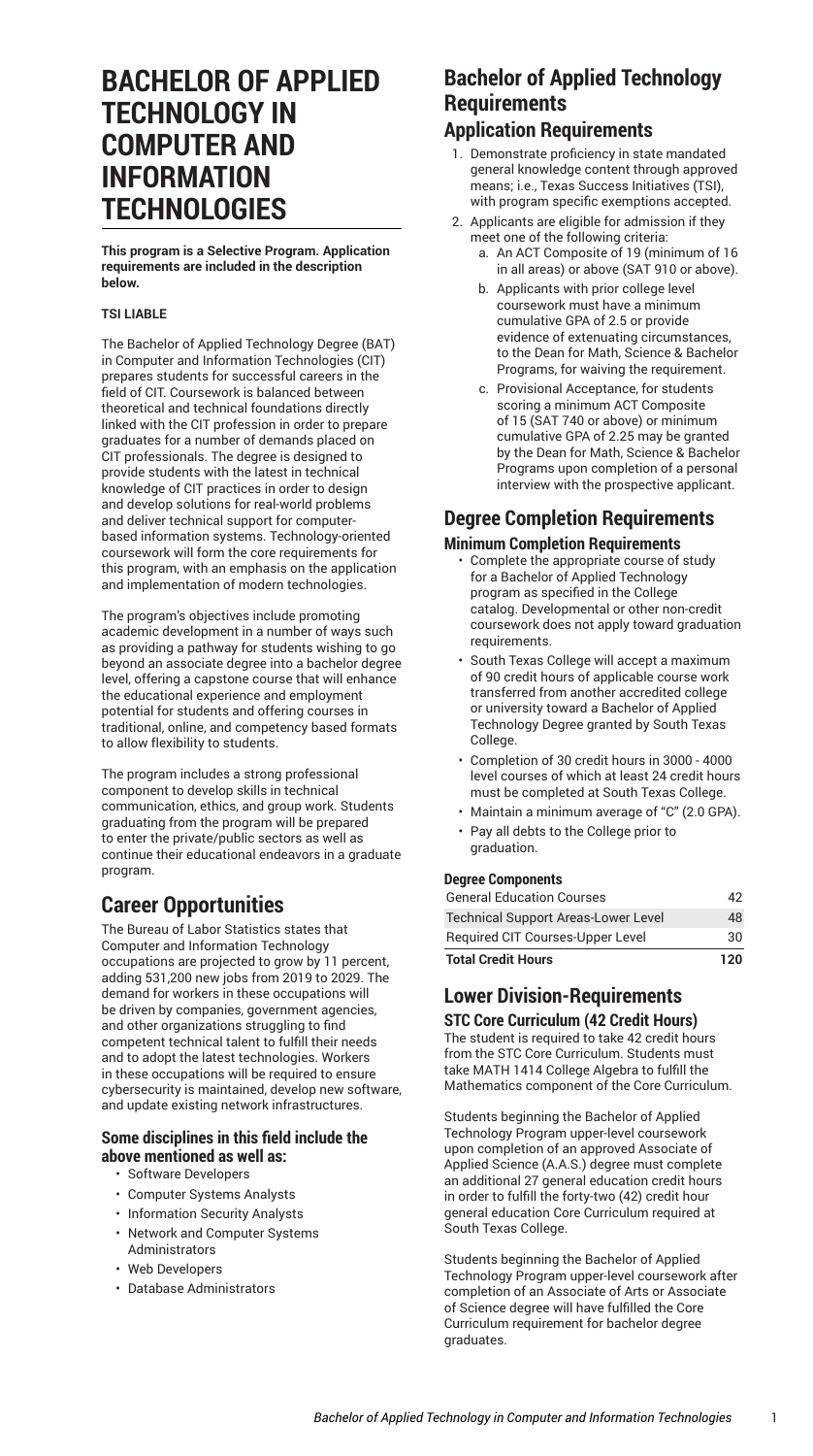# BACHELOR OF APPLIED TECHNOLOGY IN COMPUTER AND INFORMATION TECHNOLOGIES

**This program is a Selective Program. Application requirements are included in the description below.**

**TSI LIABLE**

The Bachelor of Applied Technology Degree (BAT) in Computer and Information Technologies (CIT) prepares students for successful careers in the field of CIT. Coursework is balanced between theoretical and technical foundations directly linked with the CIT profession in order to prepare graduates for a number of demands placed on CIT professionals. The degree is designed to provide students with the latest in technical knowledge of CIT practices in order to design and develop solutions for real-world problems and deliver technical support for computer-based information systems. Technology-oriented coursework will form the core requirements for this program, with an emphasis on the application and implementation of modern technologies.

The program's objectives include promoting academic development in a number of ways such as providing a pathway for students wishing to go beyond an associate degree into a bachelor degree level, offering a capstone course that will enhance the educational experience and employment potential for students and offering courses in traditional, online, and competency based formats to allow flexibility to students.

The program includes a strong professional component to develop skills in technical communication, ethics, and group work. Students graduating from the program will be prepared to enter the private/public sectors as well as continue their educational endeavors in a graduate program.

## Career Opportunities

The Bureau of Labor Statistics states that Computer and Information Technology occupations are projected to grow by 11 percent, adding 531,200 new jobs from 2019 to 2029. The demand for workers in these occupations will be driven by companies, government agencies, and other organizations struggling to find competent technical talent to fulfill their needs and to adopt the latest technologies. Workers in these occupations will be required to ensure cybersecurity is maintained, develop new software, and update existing network infrastructures.

### Some disciplines in this field include the above mentioned as well as:

- Software Developers
- Computer Systems Analysts
- Information Security Analysts
- Network and Computer Systems Administrators
- Web Developers
- Database Administrators

## Bachelor of Applied Technology Requirements

### Application Requirements

1. Demonstrate proficiency in state mandated general knowledge content through approved means; i.e., Texas Success Initiatives (TSI), with program specific exemptions accepted.
2. Applicants are eligible for admission if they meet one of the following criteria:
   a. An ACT Composite of 19 (minimum of 16 in all areas) or above (SAT 910 or above).
   b. Applicants with prior college level coursework must have a minimum cumulative GPA of 2.5 or provide evidence of extenuating circumstances, to the Dean for Math, Science & Bachelor Programs, for waiving the requirement.
   c. Provisional Acceptance, for students scoring a minimum ACT Composite of 15 (SAT 740 or above) or minimum cumulative GPA of 2.25 may be granted by the Dean for Math, Science & Bachelor Programs upon completion of a personal interview with the prospective applicant.

## Degree Completion Requirements

### Minimum Completion Requirements

- Complete the appropriate course of study for a Bachelor of Applied Technology program as specified in the College catalog. Developmental or other non-credit coursework does not apply toward graduation requirements.
- South Texas College will accept a maximum of 90 credit hours of applicable course work transferred from another accredited college or university toward a Bachelor of Applied Technology Degree granted by South Texas College.
- Completion of 30 credit hours in 3000 - 4000 level courses of which at least 24 credit hours must be completed at South Texas College.
- Maintain a minimum average of "C" (2.0 GPA).
- Pay all debts to the College prior to graduation.

#### Degree Components

| | |
|---|---|
| General Education Courses | 42 |
| Technical Support Areas-Lower Level | 48 |
| Required CIT Courses-Upper Level | 30 |
| **Total Credit Hours** | **120** |

## Lower Division-Requirements

### STC Core Curriculum (42 Credit Hours)

The student is required to take 42 credit hours from the STC Core Curriculum. Students must take MATH 1414 College Algebra to fulfill the Mathematics component of the Core Curriculum.

Students beginning the Bachelor of Applied Technology Program upper-level coursework upon completion of an approved Associate of Applied Science (A.A.S.) degree must complete an additional 27 general education credit hours in order to fulfill the forty-two (42) credit hour general education Core Curriculum required at South Texas College.

Students beginning the Bachelor of Applied Technology Program upper-level coursework after completion of an Associate of Arts or Associate of Science degree will have fulfilled the Core Curriculum requirement for bachelor degree graduates.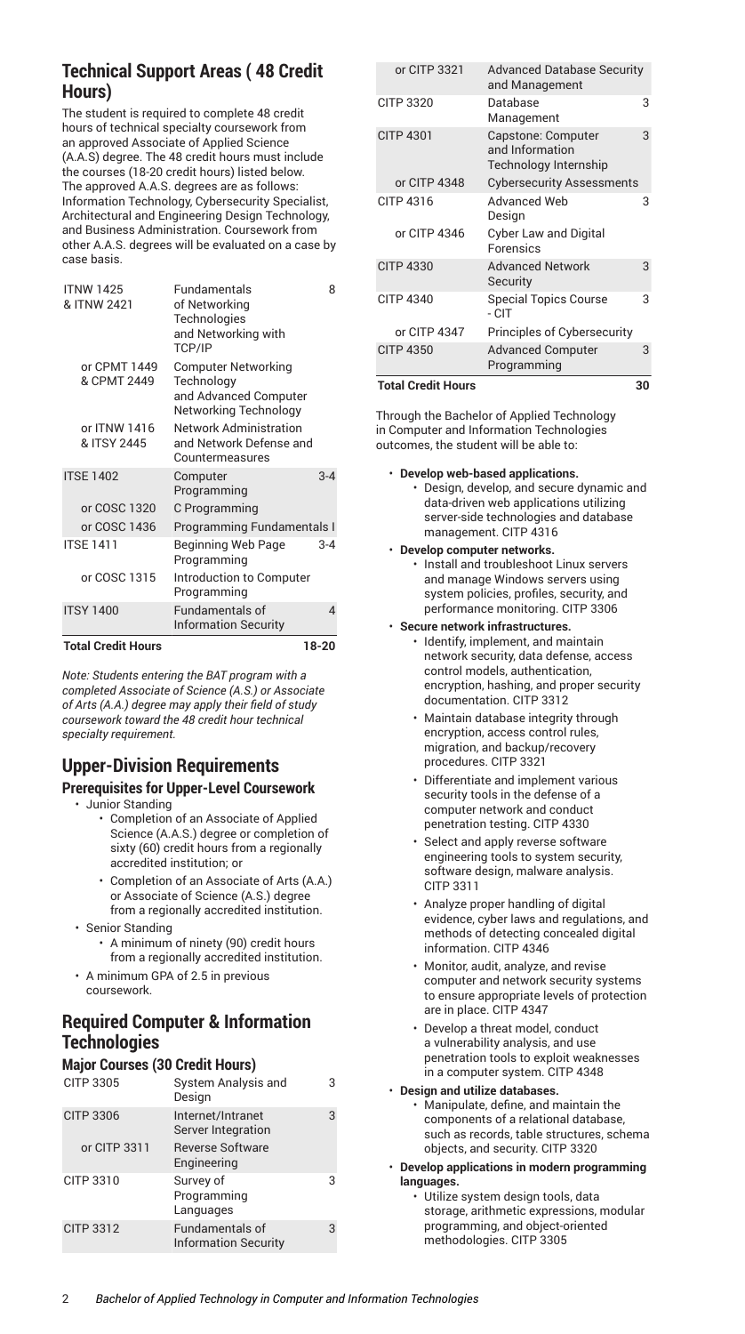## Technical Support Areas ( 48 Credit Hours)

The student is required to complete 48 credit hours of technical specialty coursework from an approved Associate of Applied Science (A.A.S) degree. The 48 credit hours must include the courses (18-20 credit hours) listed below. The approved A.A.S. degrees are as follows: Information Technology, Cybersecurity Specialist, Architectural and Engineering Design Technology, and Business Administration. Coursework from other A.A.S. degrees will be evaluated on a case by case basis.

| Course | Title | Hours |
|---|---|---|
| ITNW 1425 & ITNW 2421 | Fundamentals of Networking Technologies and Networking with TCP/IP | 8 |
| or CPMT 1449 & CPMT 2449 | Computer Networking Technology and Advanced Computer Networking Technology | |
| or ITNW 1416 & ITSY 2445 | Network Administration and Network Defense and Countermeasures | |
| ITSE 1402 | Computer Programming | 3-4 |
| or COSC 1320 | C Programming | |
| or COSC 1436 | Programming Fundamentals I | |
| ITSE 1411 | Beginning Web Page Programming | 3-4 |
| or COSC 1315 | Introduction to Computer Programming | |
| ITSY 1400 | Fundamentals of Information Security | 4 |
| **Total Credit Hours** | | **18-20** |

*Note: Students entering the BAT program with a completed Associate of Science (A.S.) or Associate of Arts (A.A.) degree may apply their field of study coursework toward the 48 credit hour technical specialty requirement.*

## Upper-Division Requirements

### Prerequisites for Upper-Level Coursework

- Junior Standing
  - Completion of an Associate of Applied Science (A.A.S.) degree or completion of sixty (60) credit hours from a regionally accredited institution; or
  - Completion of an Associate of Arts (A.A.) or Associate of Science (A.S.) degree from a regionally accredited institution.
- Senior Standing
  - A minimum of ninety (90) credit hours from a regionally accredited institution.
- A minimum GPA of 2.5 in previous coursework.

## Required Computer & Information Technologies

### Major Courses (30 Credit Hours)

| Course | Title | Hours |
|---|---|---|
| CITP 3305 | System Analysis and Design | 3 |
| CITP 3306 | Internet/Intranet Server Integration | 3 |
| or CITP 3311 | Reverse Software Engineering | |
| CITP 3310 | Survey of Programming Languages | 3 |
| CITP 3312 | Fundamentals of Information Security | 3 |
| or CITP 3321 | Advanced Database Security and Management | |
| CITP 3320 | Database Management | 3 |
| CITP 4301 | Capstone: Computer and Information Technology Internship | 3 |
| or CITP 4348 | Cybersecurity Assessments | |
| CITP 4316 | Advanced Web Design | 3 |
| or CITP 4346 | Cyber Law and Digital Forensics | |
| CITP 4330 | Advanced Network Security | 3 |
| CITP 4340 | Special Topics Course - CIT | 3 |
| or CITP 4347 | Principles of Cybersecurity | |
| CITP 4350 | Advanced Computer Programming | 3 |
| **Total Credit Hours** | | **30** |

Through the Bachelor of Applied Technology in Computer and Information Technologies outcomes, the student will be able to:

- **Develop web-based applications.**
  - Design, develop, and secure dynamic and data-driven web applications utilizing server-side technologies and database management. CITP 4316
- **Develop computer networks.**
  - Install and troubleshoot Linux servers and manage Windows servers using system policies, profiles, security, and performance monitoring. CITP 3306
- **Secure network infrastructures.**
  - Identify, implement, and maintain network security, data defense, access control models, authentication, encryption, hashing, and proper security documentation. CITP 3312
  - Maintain database integrity through encryption, access control rules, migration, and backup/recovery procedures. CITP 3321
  - Differentiate and implement various security tools in the defense of a computer network and conduct penetration testing. CITP 4330
  - Select and apply reverse software engineering tools to system security, software design, malware analysis. CITP 3311
  - Analyze proper handling of digital evidence, cyber laws and regulations, and methods of detecting concealed digital information. CITP 4346
  - Monitor, audit, analyze, and revise computer and network security systems to ensure appropriate levels of protection are in place. CITP 4347
  - Develop a threat model, conduct a vulnerability analysis, and use penetration tools to exploit weaknesses in a computer system. CITP 4348
- **Design and utilize databases.**
  - Manipulate, define, and maintain the components of a relational database, such as records, table structures, schema objects, and security. CITP 3320
- **Develop applications in modern programming languages.**
  - Utilize system design tools, data storage, arithmetic expressions, modular programming, and object-oriented methodologies. CITP 3305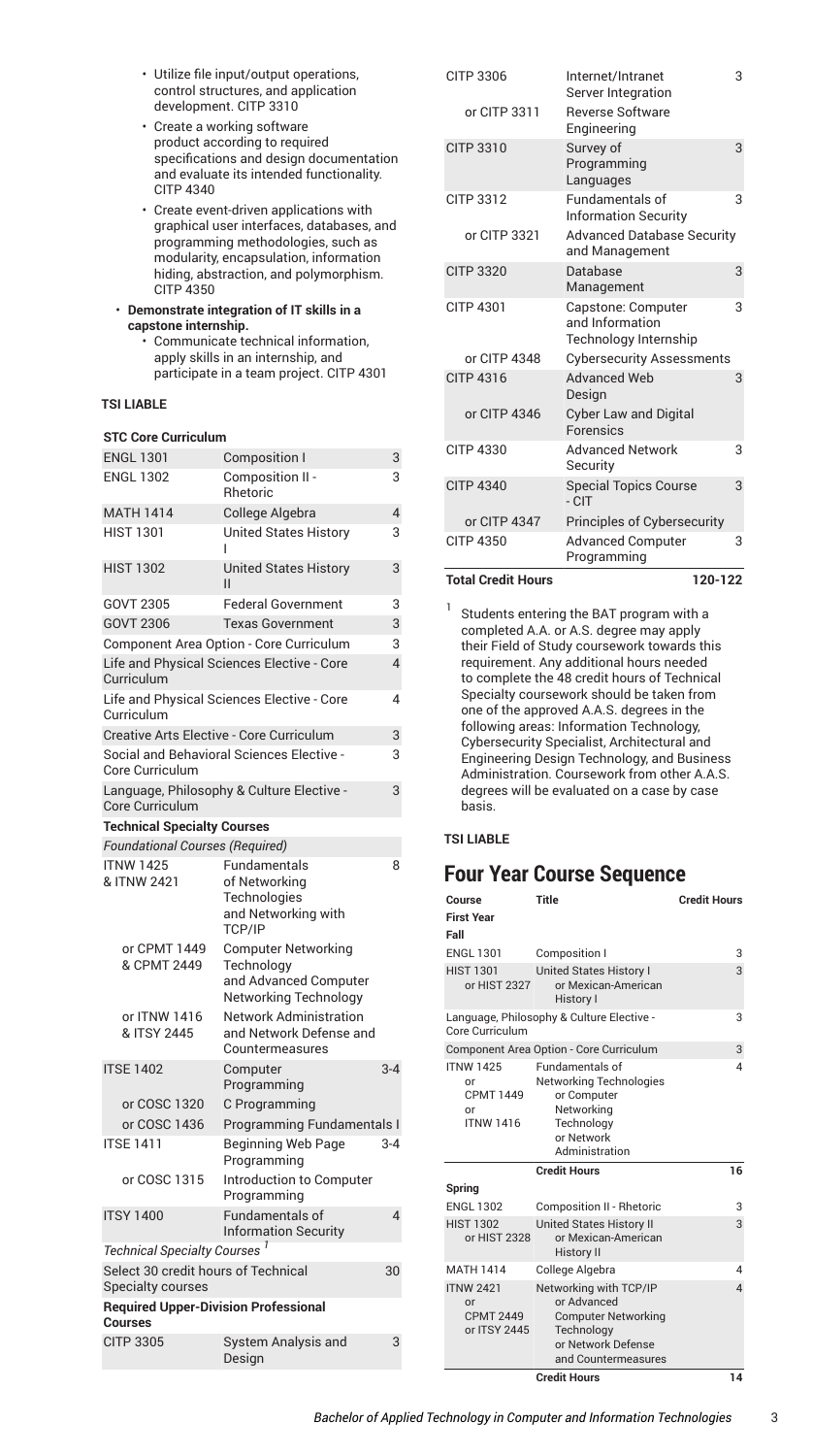- Utilize file input/output operations, control structures, and application development. CITP 3310
- Create a working software product according to required specifications and design documentation and evaluate its intended functionality. CITP 4340
- Create event-driven applications with graphical user interfaces, databases, and programming methodologies, such as modularity, encapsulation, information hiding, abstraction, and polymorphism. CITP 4350

- **Demonstrate integration of IT skills in a capstone internship.**
  - Communicate technical information, apply skills in an internship, and participate in a team project. CITP 4301

**TSI LIABLE**

| | | |
|---|---|---|
| **STC Core Curriculum** | | |
| ENGL 1301 | Composition I | 3 |
| ENGL 1302 | Composition II - Rhetoric | 3 |
| MATH 1414 | College Algebra | 4 |
| HIST 1301 | United States History I | 3 |
| HIST 1302 | United States History II | 3 |
| GOVT 2305 | Federal Government | 3 |
| GOVT 2306 | Texas Government | 3 |
| Component Area Option - Core Curriculum | | 3 |
| Life and Physical Sciences Elective - Core Curriculum | | 4 |
| Life and Physical Sciences Elective - Core Curriculum | | 4 |
| Creative Arts Elective - Core Curriculum | | 3 |
| Social and Behavioral Sciences Elective - Core Curriculum | | 3 |
| Language, Philosophy & Culture Elective - Core Curriculum | | 3 |
| **Technical Specialty Courses** | | |
| *Foundational Courses (Required)* | | |
| ITNW 1425 & ITNW 2421 | Fundamentals of Networking Technologies and Networking with TCP/IP | 8 |
| or CPMT 1449 & CPMT 2449 | Computer Networking Technology and Advanced Computer Networking Technology | |
| or ITNW 1416 & ITSY 2445 | Network Administration and Network Defense and Countermeasures | |
| ITSE 1402 | Computer Programming | 3-4 |
| or COSC 1320 | C Programming | |
| or COSC 1436 | Programming Fundamentals I | |
| ITSE 1411 | Beginning Web Page Programming | 3-4 |
| or COSC 1315 | Introduction to Computer Programming | |
| ITSY 1400 | Fundamentals of Information Security | 4 |
| *Technical Specialty Courses* [1] | | |
| Select 30 credit hours of Technical Specialty courses | | 30 |
| **Required Upper-Division Professional Courses** | | |
| CITP 3305 | System Analysis and Design | 3 |
| CITP 3306 | Internet/Intranet Server Integration | 3 |
| or CITP 3311 | Reverse Software Engineering | |
| CITP 3310 | Survey of Programming Languages | 3 |
| CITP 3312 | Fundamentals of Information Security | 3 |
| or CITP 3321 | Advanced Database Security and Management | |
| CITP 3320 | Database Management | 3 |
| CITP 4301 | Capstone: Computer and Information Technology Internship | 3 |
| or CITP 4348 | Cybersecurity Assessments | |
| CITP 4316 | Advanced Web Design | 3 |
| or CITP 4346 | Cyber Law and Digital Forensics | |
| CITP 4330 | Advanced Network Security | 3 |
| CITP 4340 | Special Topics Course - CIT | 3 |
| or CITP 4347 | Principles of Cybersecurity | |
| CITP 4350 | Advanced Computer Programming | 3 |
| **Total Credit Hours** | | **120-122** |

[1] Students entering the BAT program with a completed A.A. or A.S. degree may apply their Field of Study coursework towards this requirement. Any additional hours needed to complete the 48 credit hours of Technical Specialty coursework should be taken from one of the approved A.A.S. degrees in the following areas: Information Technology, Cybersecurity Specialist, Architectural and Engineering Design Technology, and Business Administration. Coursework from other A.A.S. degrees will be evaluated on a case by case basis.

**TSI LIABLE**

## Four Year Course Sequence

| Course | Title | Credit Hours |
|---|---|---|
| **First Year** | | |
| **Fall** | | |
| ENGL 1301 | Composition I | 3 |
| HIST 1301 or HIST 2327 | United States History I or Mexican-American History I | 3 |
| Language, Philosophy & Culture Elective - Core Curriculum | | 3 |
| Component Area Option - Core Curriculum | | 3 |
| ITNW 1425 or CPMT 1449 or ITNW 1416 | Fundamentals of Networking Technologies or Computer Networking Technology or Network Administration | 4 |
| | **Credit Hours** | **16** |
| **Spring** | | |
| ENGL 1302 | Composition II - Rhetoric | 3 |
| HIST 1302 or HIST 2328 | United States History II or Mexican-American History II | 3 |
| MATH 1414 | College Algebra | 4 |
| ITNW 2421 or CPMT 2449 or ITSY 2445 | Networking with TCP/IP or Advanced Computer Networking Technology or Network Defense and Countermeasures | 4 |
| | **Credit Hours** | **14** |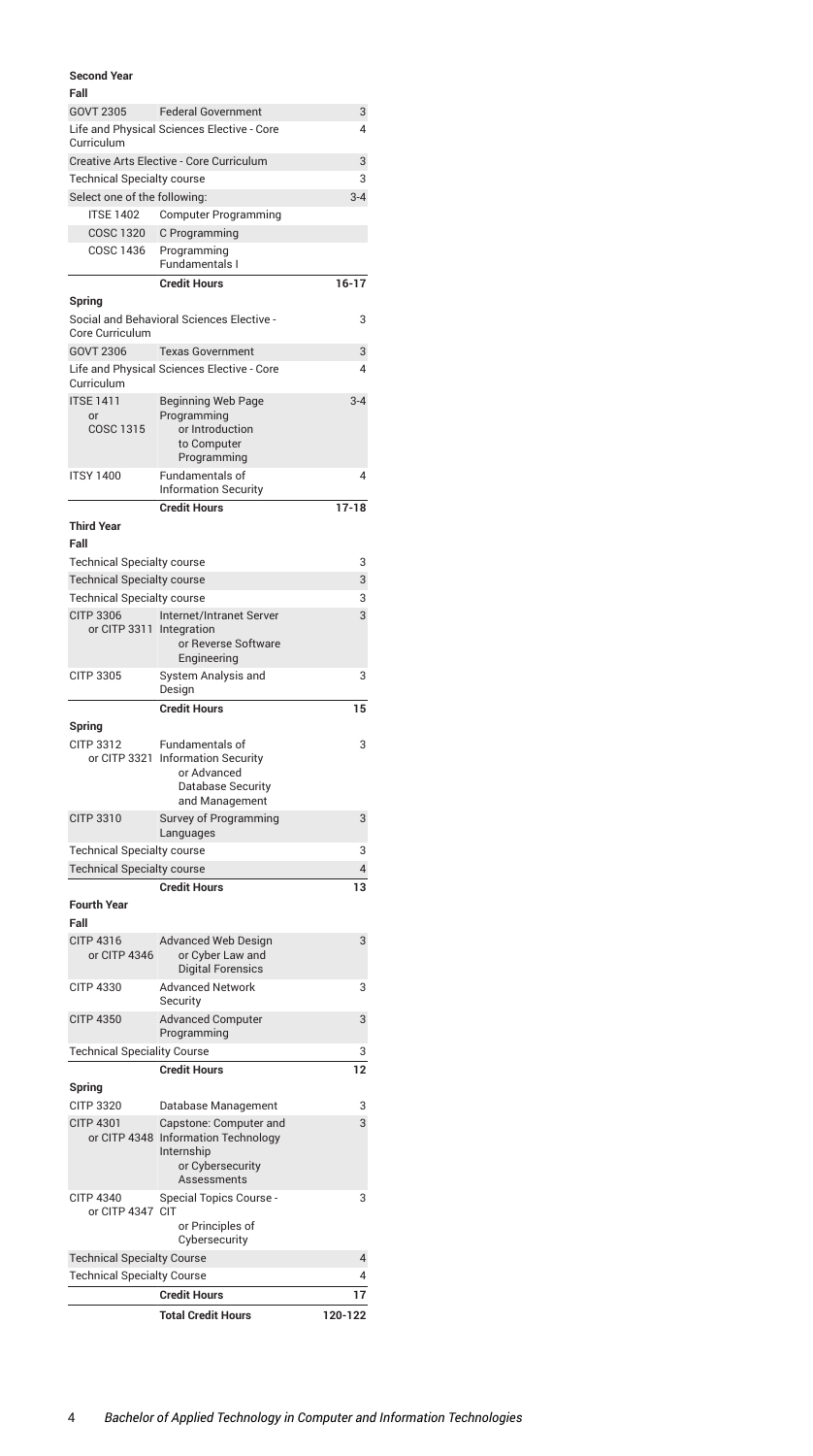| | | |
|---|---|---|
| **Second Year** | | |
| **Fall** | | |
| GOVT 2305 | Federal Government | 3 |
| Life and Physical Sciences Elective - Core Curriculum | | 4 |
| Creative Arts Elective - Core Curriculum | | 3 |
| Technical Specialty course | | 3 |
| Select one of the following: | | 3-4 |
| ITSE 1402 | Computer Programming | |
| COSC 1320 | C Programming | |
| COSC 1436 | Programming Fundamentals I | |
| | **Credit Hours** | **16-17** |
| **Spring** | | |
| Social and Behavioral Sciences Elective - Core Curriculum | | 3 |
| GOVT 2306 | Texas Government | 3 |
| Life and Physical Sciences Elective - Core Curriculum | | 4 |
| ITSE 1411 or COSC 1315 | Beginning Web Page Programming or Introduction to Computer Programming | 3-4 |
| ITSY 1400 | Fundamentals of Information Security | 4 |
| | **Credit Hours** | **17-18** |
| **Third Year** | | |
| **Fall** | | |
| Technical Specialty course | | 3 |
| Technical Specialty course | | 3 |
| Technical Specialty course | | 3 |
| CITP 3306 or CITP 3311 | Internet/Intranet Server Integration or Reverse Software Engineering | 3 |
| CITP 3305 | System Analysis and Design | 3 |
| | **Credit Hours** | **15** |
| **Spring** | | |
| CITP 3312 or CITP 3321 | Fundamentals of Information Security or Advanced Database Security and Management | 3 |
| CITP 3310 | Survey of Programming Languages | 3 |
| Technical Specialty course | | 3 |
| Technical Specialty course | | 4 |
| | **Credit Hours** | **13** |
| **Fourth Year** | | |
| **Fall** | | |
| CITP 4316 or CITP 4346 | Advanced Web Design or Cyber Law and Digital Forensics | 3 |
| CITP 4330 | Advanced Network Security | 3 |
| CITP 4350 | Advanced Computer Programming | 3 |
| Technical Speciality Course | | 3 |
| | **Credit Hours** | **12** |
| **Spring** | | |
| CITP 3320 | Database Management | 3 |
| CITP 4301 or CITP 4348 | Capstone: Computer and Information Technology Internship or Cybersecurity Assessments | 3 |
| CITP 4340 or CITP 4347 | Special Topics Course - CIT or Principles of Cybersecurity | 3 |
| Technical Specialty Course | | 4 |
| Technical Specialty Course | | 4 |
| | **Credit Hours** | **17** |
| | **Total Credit Hours** | **120-122** |